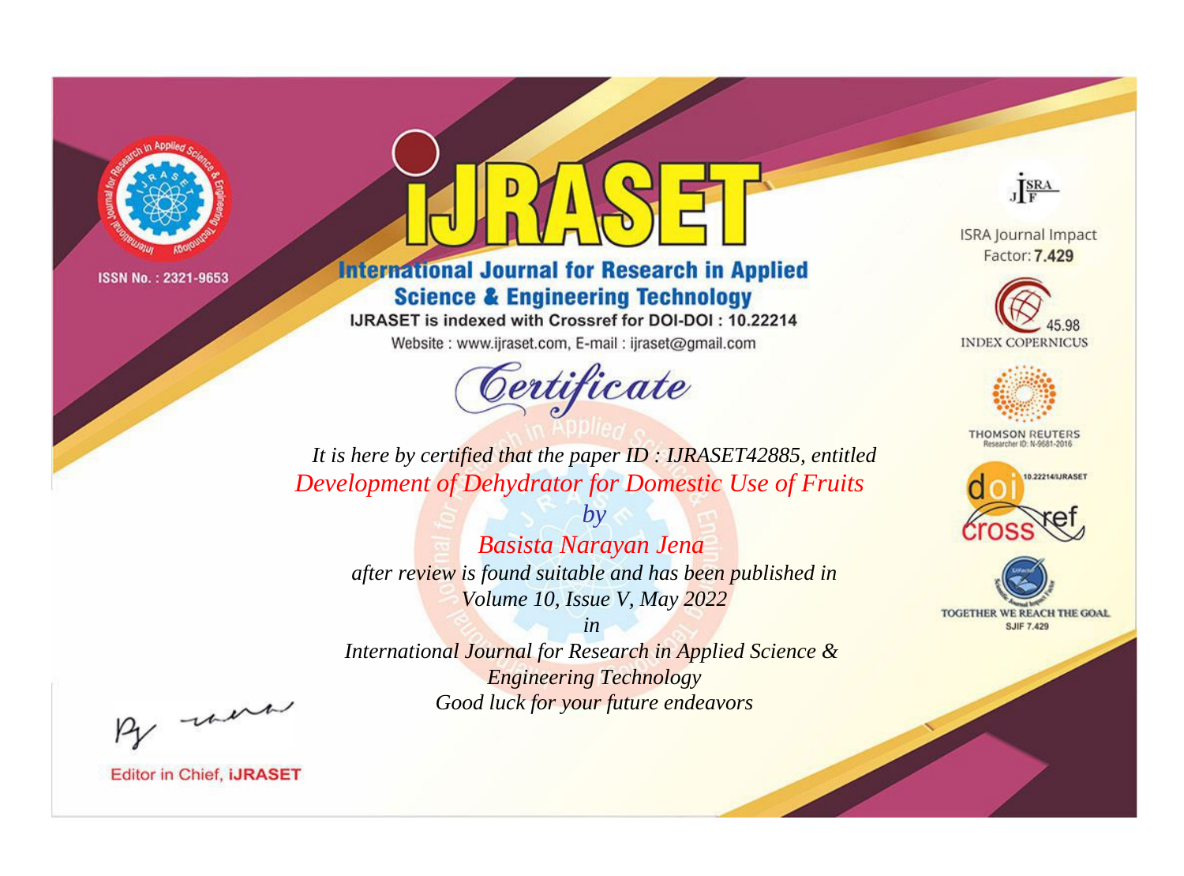ISSN No. : 2321-9653

# IJRASET

## International Journal for Research in Applied Science & Engineering Technology

IJRASET is indexed with Crossref for DOI-DOI : 10.22214

Website : www.ijraset.com, E-mail : ijraset@gmail.com

ISRA Journal Impact Factor: **7.429**

45.98 INDEX COPERNICUS

THOMSON REUTERS Researcher ID: N-9681-2016

10.22214/IJRASET

TOGETHER WE REACH THE GOAL SJIF 7.429

# *Certificate*

*It is here by certified that the paper ID : IJRASET42885, entitled*

*Development of Dehydrator for Domestic Use of Fruits*

*by*

*Basista Narayan Jena*

*after review is found suitable and has been published in*

*Volume 10, Issue V, May 2022*

*in*

*International Journal for Research in Applied Science & Engineering Technology*

*Good luck for your future endeavors*

Editor in Chief, **iJRASET**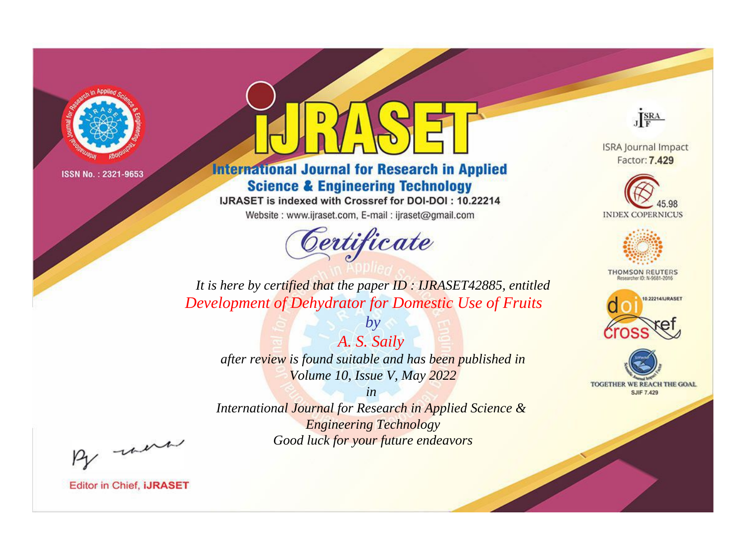ISSN No. : 2321-9653

# iJRASET

## International Journal for Research in Applied Science & Engineering Technology

IJRASET is indexed with Crossref for DOI-DOI : 10.22214

Website : www.ijraset.com, E-mail : ijraset@gmail.com

ISRA Journal Impact Factor: **7.429**

45.98 INDEX COPERNICUS

THOMSON REUTERS Researcher ID: N-9681-2016

10.22214/IJRASET

TOGETHER WE REACH THE GOAL SJIF 7.429

*Certificate*

*It is here by certified that the paper ID : IJRASET42885, entitled*

*Development of Dehydrator for Domestic Use of Fruits*

*by*

*A. S. Saily*

*after review is found suitable and has been published in*

*Volume 10, Issue V, May 2022*

*in*

*International Journal for Research in Applied Science & Engineering Technology*

*Good luck for your future endeavors*

Editor in Chief, **iJRASET**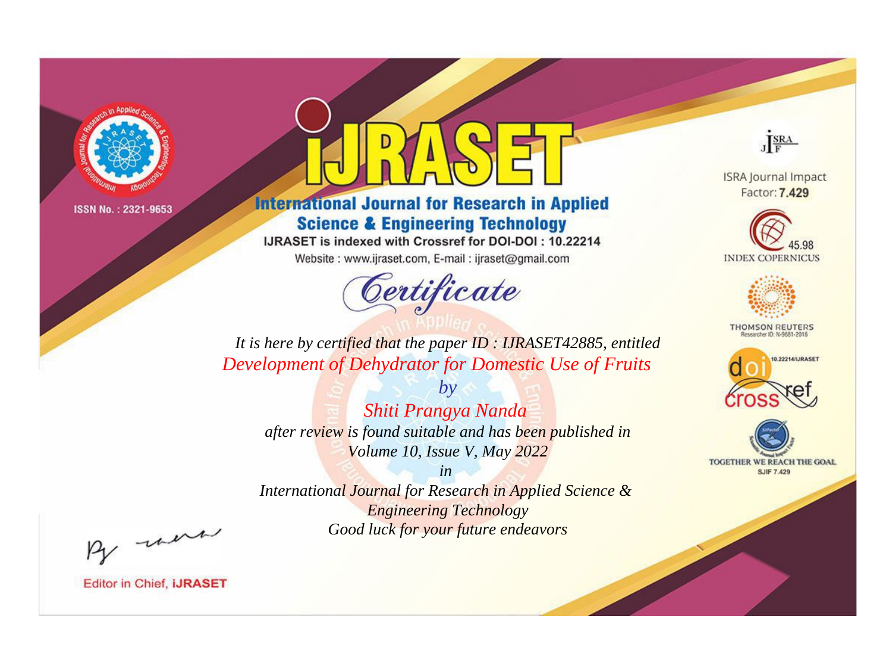ISSN No. : 2321-9653

# iJRASET

## International Journal for Research in Applied Science & Engineering Technology

IJRASET is indexed with Crossref for DOI-DOI : 10.22214

Website : www.ijraset.com, E-mail : ijraset@gmail.com

*Certificate*

*It is here by certified that the paper ID : IJRASET42885, entitled*

*Development of Dehydrator for Domestic Use of Fruits*

*by*

*Shiti Prangya Nanda*

*after review is found suitable and has been published in*

*Volume 10, Issue V, May 2022*

*in*

*International Journal for Research in Applied Science & Engineering Technology*

*Good luck for your future endeavors*

ISRA Journal Impact Factor: **7.429**

45.98 INDEX COPERNICUS

THOMSON REUTERS Researcher ID: N-9681-2016

10.22214/IJRASET

TOGETHER WE REACH THE GOAL SJIF 7.429

Editor in Chief, **iJRASET**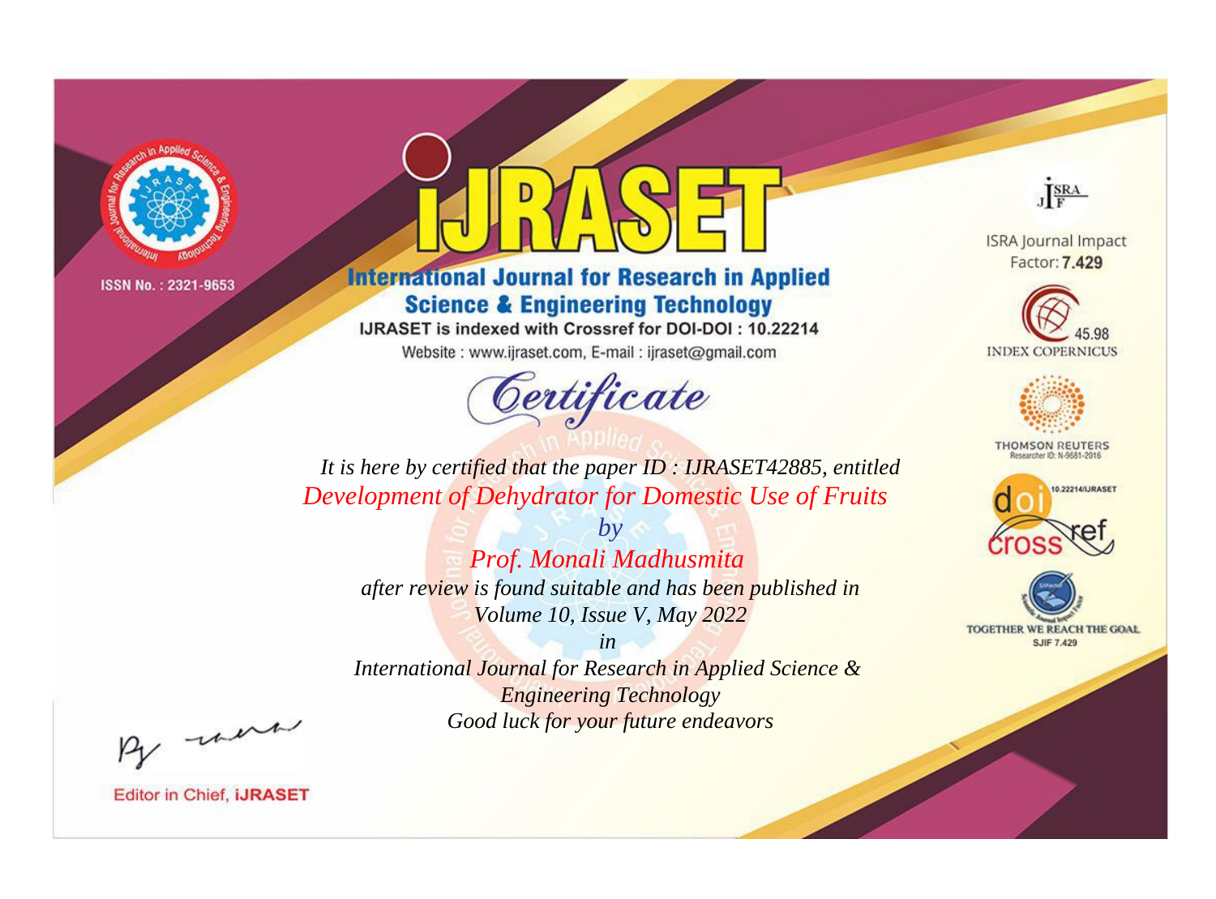ISSN No. : 2321-9653

# iJRASET

## International Journal for Research in Applied Science & Engineering Technology

IJRASET is indexed with Crossref for DOI-DOI : 10.22214

Website : www.ijraset.com, E-mail : ijraset@gmail.com

ISRA Journal Impact Factor: **7.429**

45.98 INDEX COPERNICUS

THOMSON REUTERS Researcher ID: N-9681-2016

10.22214/IJRASET

TOGETHER WE REACH THE GOAL SJIF 7.429

# *Certificate*

*It is here by certified that the paper ID : IJRASET42885, entitled*

*Development of Dehydrator for Domestic Use of Fruits*

*by*

*Prof. Monali Madhusmita*

*after review is found suitable and has been published in*

*Volume 10, Issue V, May 2022*

*in*

*International Journal for Research in Applied Science & Engineering Technology*

*Good luck for your future endeavors*

Editor in Chief, **iJRASET**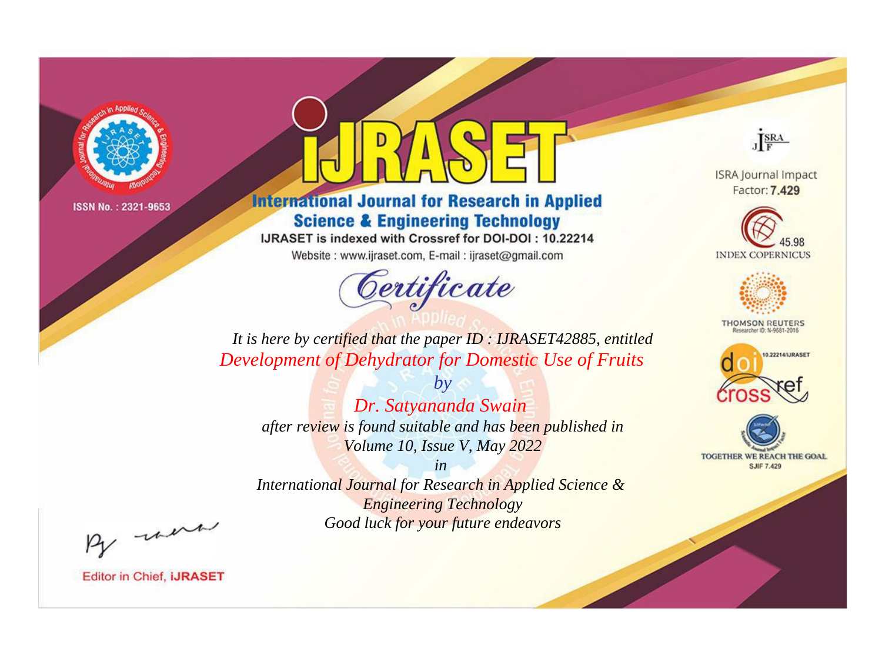ISSN No. : 2321-9653

# iJRASET

## International Journal for Research in Applied Science & Engineering Technology

IJRASET is indexed with Crossref for DOI-DOI : 10.22214

Website : www.ijraset.com, E-mail : ijraset@gmail.com

ISRA Journal Impact Factor: **7.429**

45.98 INDEX COPERNICUS

THOMSON REUTERS Researcher ID: N-9681-2016

10.22214/IJRASET

TOGETHER WE REACH THE GOAL SJIF 7.429

*Certificate*

*It is here by certified that the paper ID : IJRASET42885, entitled*

*Development of Dehydrator for Domestic Use of Fruits*

*by*

*Dr. Satyananda Swain*

*after review is found suitable and has been published in*

*Volume 10, Issue V, May 2022*

*in*

*International Journal for Research in Applied Science & Engineering Technology*

*Good luck for your future endeavors*

Editor in Chief, **iJRASET**